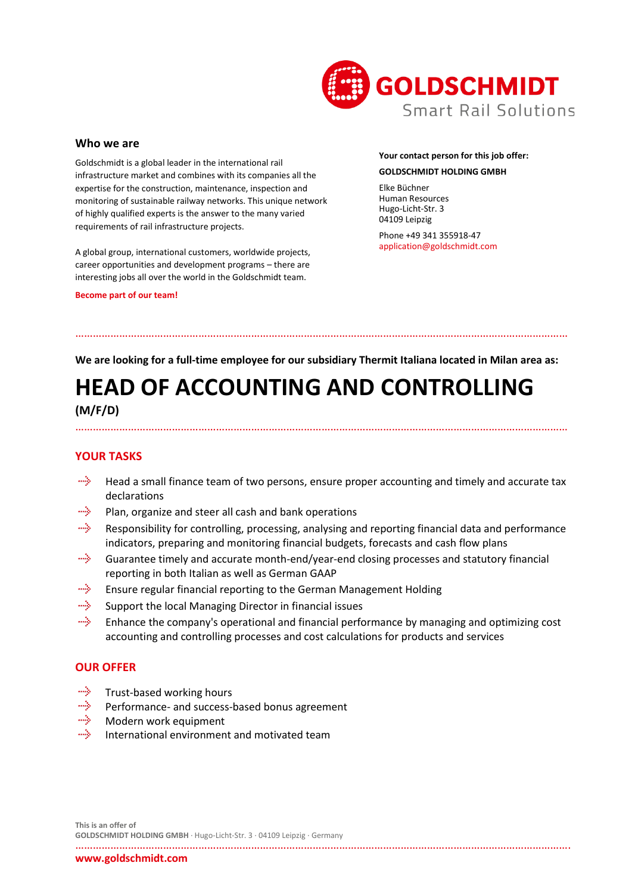GOLDSCHMIDT
Smart Rail Solutions

## Who we are

Goldschmidt is a global leader in the international rail infrastructure market and combines with its companies all the expertise for the construction, maintenance, inspection and monitoring of sustainable railway networks. This unique network of highly qualified experts is the answer to the many varied requirements of rail infrastructure projects.

A global group, international customers, worldwide projects, career opportunities and development programs – there are interesting jobs all over the world in the Goldschmidt team.

**Become part of our team!**

**Your contact person for this job offer:**

**GOLDSCHMIDT HOLDING GMBH**

Elke Büchner
Human Resources
Hugo-Licht-Str. 3
04109 Leipzig

Phone +49 341 355918-47
application@goldschmidt.com

**We are looking for a full-time employee for our subsidiary Thermit Italiana located in Milan area as:**

# HEAD OF ACCOUNTING AND CONTROLLING

**(M/F/D)**

## YOUR TASKS

- Head a small finance team of two persons, ensure proper accounting and timely and accurate tax declarations
- Plan, organize and steer all cash and bank operations
- Responsibility for controlling, processing, analysing and reporting financial data and performance indicators, preparing and monitoring financial budgets, forecasts and cash flow plans
- Guarantee timely and accurate month-end/year-end closing processes and statutory financial reporting in both Italian as well as German GAAP
- Ensure regular financial reporting to the German Management Holding
- Support the local Managing Director in financial issues
- Enhance the company's operational and financial performance by managing and optimizing cost accounting and controlling processes and cost calculations for products and services

## OUR OFFER

- Trust-based working hours
- Performance- and success-based bonus agreement
- Modern work equipment
- International environment and motivated team

This is an offer of
**GOLDSCHMIDT HOLDING GMBH** · Hugo-Licht-Str. 3 · 04109 Leipzig · Germany

**www.goldschmidt.com**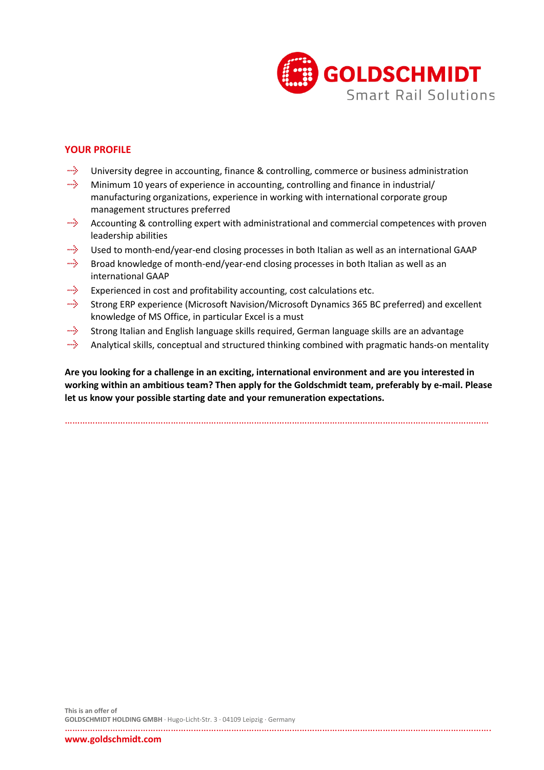## YOUR PROFILE

- University degree in accounting, finance & controlling, commerce or business administration
- Minimum 10 years of experience in accounting, controlling and finance in industrial/ manufacturing organizations, experience in working with international corporate group management structures preferred
- Accounting & controlling expert with administrational and commercial competences with proven leadership abilities
- Used to month-end/year-end closing processes in both Italian as well as an international GAAP
- Broad knowledge of month-end/year-end closing processes in both Italian as well as an international GAAP
- Experienced in cost and profitability accounting, cost calculations etc.
- Strong ERP experience (Microsoft Navision/Microsoft Dynamics 365 BC preferred) and excellent knowledge of MS Office, in particular Excel is a must
- Strong Italian and English language skills required, German language skills are an advantage
- Analytical skills, conceptual and structured thinking combined with pragmatic hands-on mentality

**Are you looking for a challenge in an exciting, international environment and are you interested in working within an ambitious team? Then apply for the Goldschmidt team, preferably by e-mail. Please let us know your possible starting date and your remuneration expectations.**

This is an offer of
**GOLDSCHMIDT HOLDING GMBH** · Hugo-Licht-Str. 3 · 04109 Leipzig · Germany

**www.goldschmidt.com**